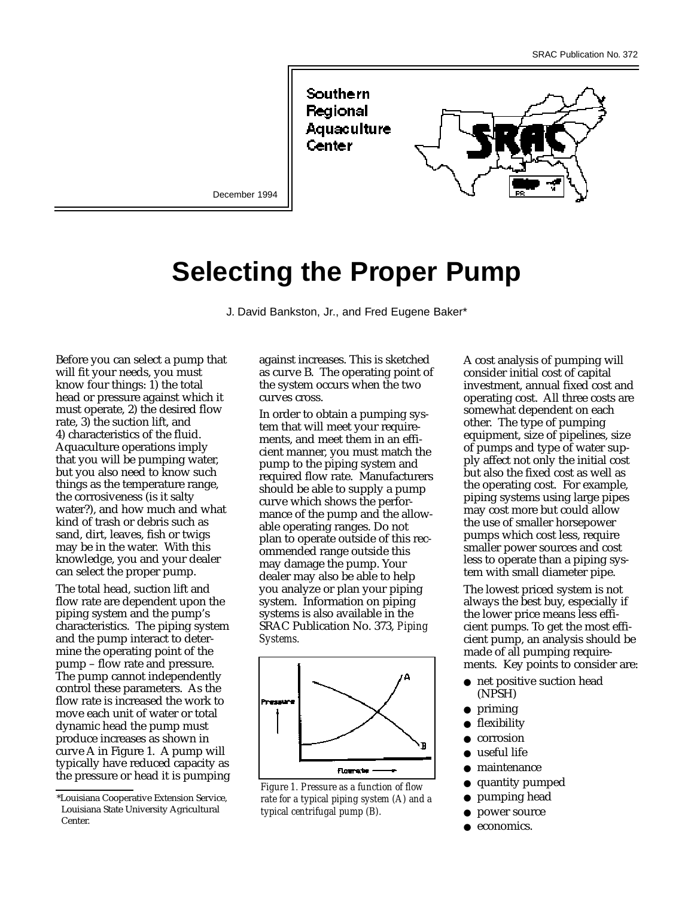SRAC Publication No. 372

Southern Regional Aquaculture Center

December 1994

# Selecting the Proper Pump

J. David Bankston, Jr., and Fred Eugene Baker*

Before you can select a pump that will fit your needs, you must know four things: 1) the total head or pressure against which it must operate, 2) the desired flow rate, 3) the suction lift, and 4) characteristics of the fluid. Aquaculture operations imply that you will be pumping water, but you also need to know such things as the temperature range, the corrosiveness (is it salty water?), and how much and what kind of trash or debris such as sand, dirt, leaves, fish or twigs may be in the water. With this knowledge, you and your dealer can select the proper pump.

The total head, suction lift and flow rate are dependent upon the piping system and the pump's characteristics. The piping system and the pump interact to determine the operating point of the pump – flow rate and pressure. The pump cannot independently control these parameters. As the flow rate is increased the work to move each unit of water or total dynamic head the pump must produce increases as shown in curve A in Figure 1. A pump will typically have reduced capacity as the pressure or head it is pumping against increases. This is sketched as curve B. The operating point of the system occurs when the two curves cross.

In order to obtain a pumping system that will meet your requirements, and meet them in an efficient manner, you must match the pump to the piping system and required flow rate. Manufacturers should be able to supply a pump curve which shows the performance of the pump and the allowable operating ranges. Do not plan to operate outside of this recommended range outside this may damage the pump. Your dealer may also be able to help you analyze or plan your piping system. Information on piping systems is also available in the SRAC Publication No. 373, *Piping Systems.*

*Figure 1. Pressure as a function of flow rate for a typical piping system (A) and a typical centrifugal pump (B).*

A cost analysis of pumping will consider initial cost of capital investment, annual fixed cost and operating cost. All three costs are somewhat dependent on each other. The type of pumping equipment, size of pipelines, size of pumps and type of water supply affect not only the initial cost but also the fixed cost as well as the operating cost. For example, piping systems using large pipes may cost more but could allow the use of smaller horsepower pumps which cost less, require smaller power sources and cost less to operate than a piping system with small diameter pipe.

The lowest priced system is not always the best buy, especially if the lower price means less efficient pumps. To get the most efficient pump, an analysis should be made of all pumping requirements. Key points to consider are:

- net positive suction head (NPSH)
- priming
- flexibility
- corrosion
- useful life
- maintenance
- quantity pumped
- pumping head
- power source
- economics.

*Louisiana Cooperative Extension Service, Louisiana State University Agricultural Center.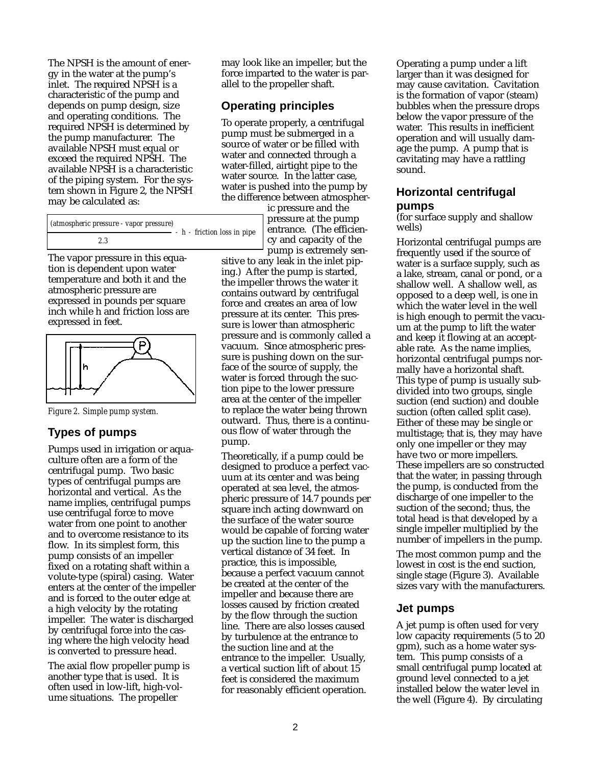The NPSH is the amount of energy in the water at the pump's inlet. The required NPSH is a characteristic of the pump and depends on pump design, size and operating conditions. The required NPSH is determined by the pump manufacturer. The available NPSH must equal or exceed the required NPSH. The available NPSH is a characteristic of the piping system. For the system shown in Figure 2, the NPSH may be calculated as:

$$\frac{(\text{atmospheric pressure} - \text{vapor pressure})}{2.3} - h - \text{friction loss in pipe}$$

The vapor pressure in this equation is dependent upon water temperature and both it and the atmospheric pressure are expressed in pounds per square inch while h and friction loss are expressed in feet.

*Figure 2. Simple pump system.*

## Types of pumps

Pumps used in irrigation or aquaculture often are a form of the centrifugal pump. Two basic types of centrifugal pumps are horizontal and vertical. As the name implies, centrifugal pumps use centrifugal force to move water from one point to another and to overcome resistance to its flow. In its simplest form, this pump consists of an impeller fixed on a rotating shaft within a volute-type (spiral) casing. Water enters at the center of the impeller and is forced to the outer edge at a high velocity by the rotating impeller. The water is discharged by centrifugal force into the casing where the high velocity head is converted to pressure head.

The axial flow propeller pump is another type that is used. It is often used in low-lift, high-volume situations. The propeller may look like an impeller, but the force imparted to the water is parallel to the propeller shaft.

## Operating principles

To operate properly, a centrifugal pump must be submerged in a source of water or be filled with water and connected through a water-filled, airtight pipe to the water source. In the latter case, water is pushed into the pump by the difference between atmospheric pressure and the pressure at the pump entrance. (The efficiency and capacity of the pump is extremely sensitive to any leak in the inlet piping.) After the pump is started, the impeller throws the water it contains outward by centrifugal force and creates an area of low pressure at its center. This pressure is lower than atmospheric pressure and is commonly called a vacuum. Since atmospheric pressure is pushing down on the surface of the source of supply, the water is forced through the suction pipe to the lower pressure area at the center of the impeller to replace the water being thrown outward. Thus, there is a continuous flow of water through the pump.

Theoretically, if a pump could be designed to produce a perfect vacuum at its center and was being operated at sea level, the atmospheric pressure of 14.7 pounds per square inch acting downward on the surface of the water source would be capable of forcing water up the suction line to the pump a vertical distance of 34 feet. In practice, this is impossible, because a perfect vacuum cannot be created at the center of the impeller and because there are losses caused by friction created by the flow through the suction line. There are also losses caused by turbulence at the entrance to the suction line and at the entrance to the impeller. Usually, a vertical suction lift of about 15 feet is considered the maximum for reasonably efficient operation.

Operating a pump under a lift larger than it was designed for may cause cavitation. Cavitation is the formation of vapor (steam) bubbles when the pressure drops below the vapor pressure of the water. This results in inefficient operation and will usually damage the pump. A pump that is cavitating may have a rattling sound.

## Horizontal centrifugal pumps

(for surface supply and shallow wells)

Horizontal centrifugal pumps are frequently used if the source of water is a surface supply, such as a lake, stream, canal or pond, or a shallow well. A shallow well, as opposed to a deep well, is one in which the water level in the well is high enough to permit the vacuum at the pump to lift the water and keep it flowing at an acceptable rate. As the name implies, horizontal centrifugal pumps normally have a horizontal shaft. This type of pump is usually subdivided into two groups, single suction (end suction) and double suction (often called split case). Either of these may be single or multistage; that is, they may have only one impeller or they may have two or more impellers. These impellers are so constructed that the water, in passing through the pump, is conducted from the discharge of one impeller to the suction of the second; thus, the total head is that developed by a single impeller multiplied by the number of impellers in the pump.

The most common pump and the lowest in cost is the end suction, single stage (Figure 3). Available sizes vary with the manufacturers.

## Jet pumps

A jet pump is often used for very low capacity requirements (5 to 20 gpm), such as a home water system. This pump consists of a small centrifugal pump located at ground level connected to a jet installed below the water level in the well (Figure 4). By circulating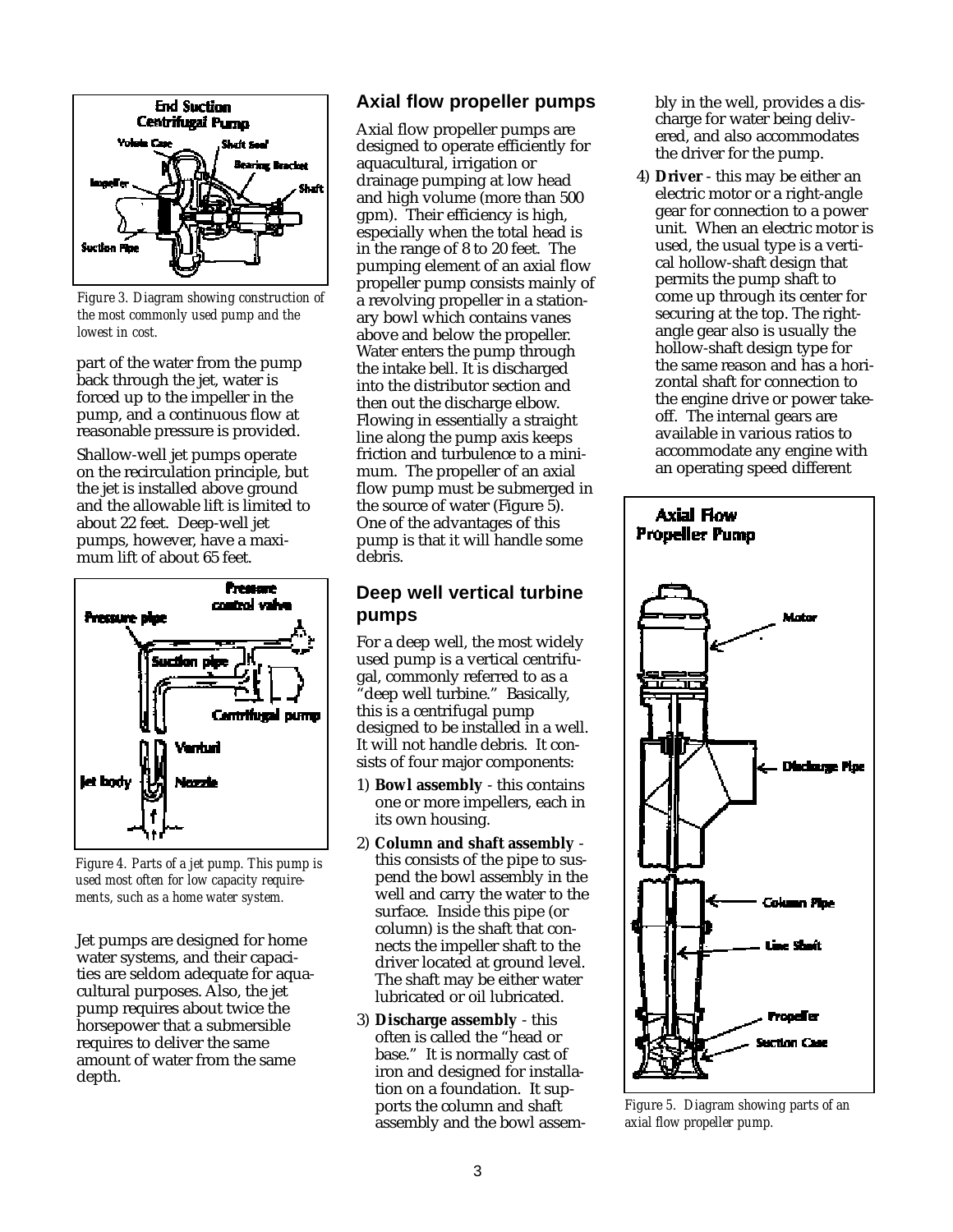*Figure 3. Diagram showing construction of the most commonly used pump and the lowest in cost.*

part of the water from the pump back through the jet, water is forced up to the impeller in the pump, and a continuous flow at reasonable pressure is provided.

Shallow-well jet pumps operate on the recirculation principle, but the jet is installed above ground and the allowable lift is limited to about 22 feet. Deep-well jet pumps, however, have a maximum lift of about 65 feet.

*Figure 4. Parts of a jet pump. This pump is used most often for low capacity requirements, such as a home water system.*

Jet pumps are designed for home water systems, and their capacities are seldom adequate for aquacultural purposes. Also, the jet pump requires about twice the horsepower that a submersible requires to deliver the same amount of water from the same depth.

## Axial flow propeller pumps

Axial flow propeller pumps are designed to operate efficiently for aquacultural, irrigation or drainage pumping at low head and high volume (more than 500 gpm). Their efficiency is high, especially when the total head is in the range of 8 to 20 feet. The pumping element of an axial flow propeller pump consists mainly of a revolving propeller in a stationary bowl which contains vanes above and below the propeller. Water enters the pump through the intake bell. It is discharged into the distributor section and then out the discharge elbow. Flowing in essentially a straight line along the pump axis keeps friction and turbulence to a minimum. The propeller of an axial flow pump must be submerged in the source of water (Figure 5). One of the advantages of this pump is that it will handle some debris.

## Deep well vertical turbine pumps

For a deep well, the most widely used pump is a vertical centrifugal, commonly referred to as a "deep well turbine." Basically, this is a centrifugal pump designed to be installed in a well. It will not handle debris. It consists of four major components:

1) **Bowl assembly** - this contains one or more impellers, each in its own housing.
2) **Column and shaft assembly** - this consists of the pipe to suspend the bowl assembly in the well and carry the water to the surface. Inside this pipe (or column) is the shaft that connects the impeller shaft to the driver located at ground level. The shaft may be either water lubricated or oil lubricated.
3) **Discharge assembly** - this often is called the "head or base." It is normally cast of iron and designed for installation on a foundation. It supports the column and shaft assembly and the bowl assembly in the well, provides a discharge for water being delivered, and also accommodates the driver for the pump.
4) **Driver** - this may be either an electric motor or a right-angle gear for connection to a power unit. When an electric motor is used, the usual type is a vertical hollow-shaft design that permits the pump shaft to come up through its center for securing at the top. The right-angle gear also is usually the hollow-shaft design type for the same reason and has a horizontal shaft for connection to the engine drive or power take-off. The internal gears are available in various ratios to accommodate any engine with an operating speed different

*Figure 5. Diagram showing parts of an axial flow propeller pump.*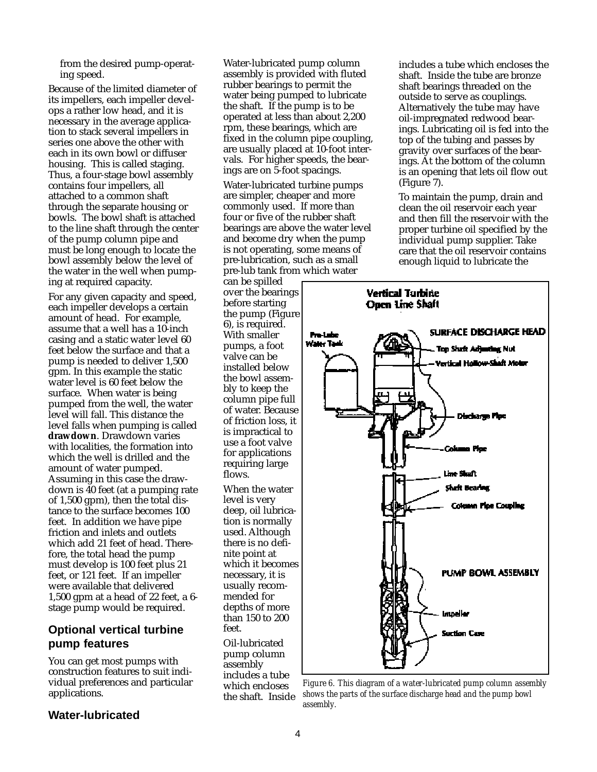from the desired pump-operating speed.

Because of the limited diameter of its impellers, each impeller develops a rather low head, and it is necessary in the average application to stack several impellers in series one above the other with each in its own bowl or diffuser housing. This is called staging. Thus, a four-stage bowl assembly contains four impellers, all attached to a common shaft through the separate housing or bowls. The bowl shaft is attached to the line shaft through the center of the pump column pipe and must be long enough to locate the bowl assembly below the level of the water in the well when pumping at required capacity.

For any given capacity and speed, each impeller develops a certain amount of head. For example, assume that a well has a 10-inch casing and a static water level 60 feet below the surface and that a pump is needed to deliver 1,500 gpm. In this example the static water level is 60 feet below the surface. When water is being pumped from the well, the water level will fall. This distance the level falls when pumping is called **drawdown**. Drawdown varies with localities, the formation into which the well is drilled and the amount of water pumped. Assuming in this case the drawdown is 40 feet (at a pumping rate of 1,500 gpm), then the total distance to the surface becomes 100 feet. In addition we have pipe friction and inlets and outlets which add 21 feet of head. Therefore, the total head the pump must develop is 100 feet plus 21 feet, or 121 feet. If an impeller were available that delivered 1,500 gpm at a head of 22 feet, a 6-stage pump would be required.

## Optional vertical turbine pump features

You can get most pumps with construction features to suit individual preferences and particular applications.

### Water-lubricated

Water-lubricated pump column assembly is provided with fluted rubber bearings to permit the water being pumped to lubricate the shaft. If the pump is to be operated at less than about 2,200 rpm, these bearings, which are fixed in the column pipe coupling, are usually placed at 10-foot intervals. For higher speeds, the bearings are on 5-foot spacings.

Water-lubricated turbine pumps are simpler, cheaper and more commonly used. If more than four or five of the rubber shaft bearings are above the water level and become dry when the pump is not operating, some means of pre-lubrication, such as a small pre-lub tank from which water can be spilled over the bearings before starting the pump (Figure 6), is required. With smaller pumps, a foot valve can be installed below the bowl assembly to keep the column pipe full of water. Because of friction loss, it is impractical to use a foot valve for applications requiring large flows.

When the water level is very deep, oil lubrication is normally used. Although there is no definite point at which it becomes necessary, it is usually recommended for depths of more than 150 to 200 feet.

Oil-lubricated pump column assembly includes a tube which encloses the shaft. Inside the tube are bronze shaft bearings threaded on the outside to serve as couplings. Alternatively the tube may have oil-impregnated redwood bearings. Lubricating oil is fed into the top of the tubing and passes by gravity over surfaces of the bearings. At the bottom of the column is an opening that lets oil flow out (Figure 7).

To maintain the pump, drain and clean the oil reservoir each year and then fill the reservoir with the proper turbine oil specified by the individual pump supplier. Take care that the oil reservoir contains enough liquid to lubricate the

*Figure 6. This diagram of a water-lubricated pump column assembly shows the parts of the surface discharge head and the pump bowl assembly.*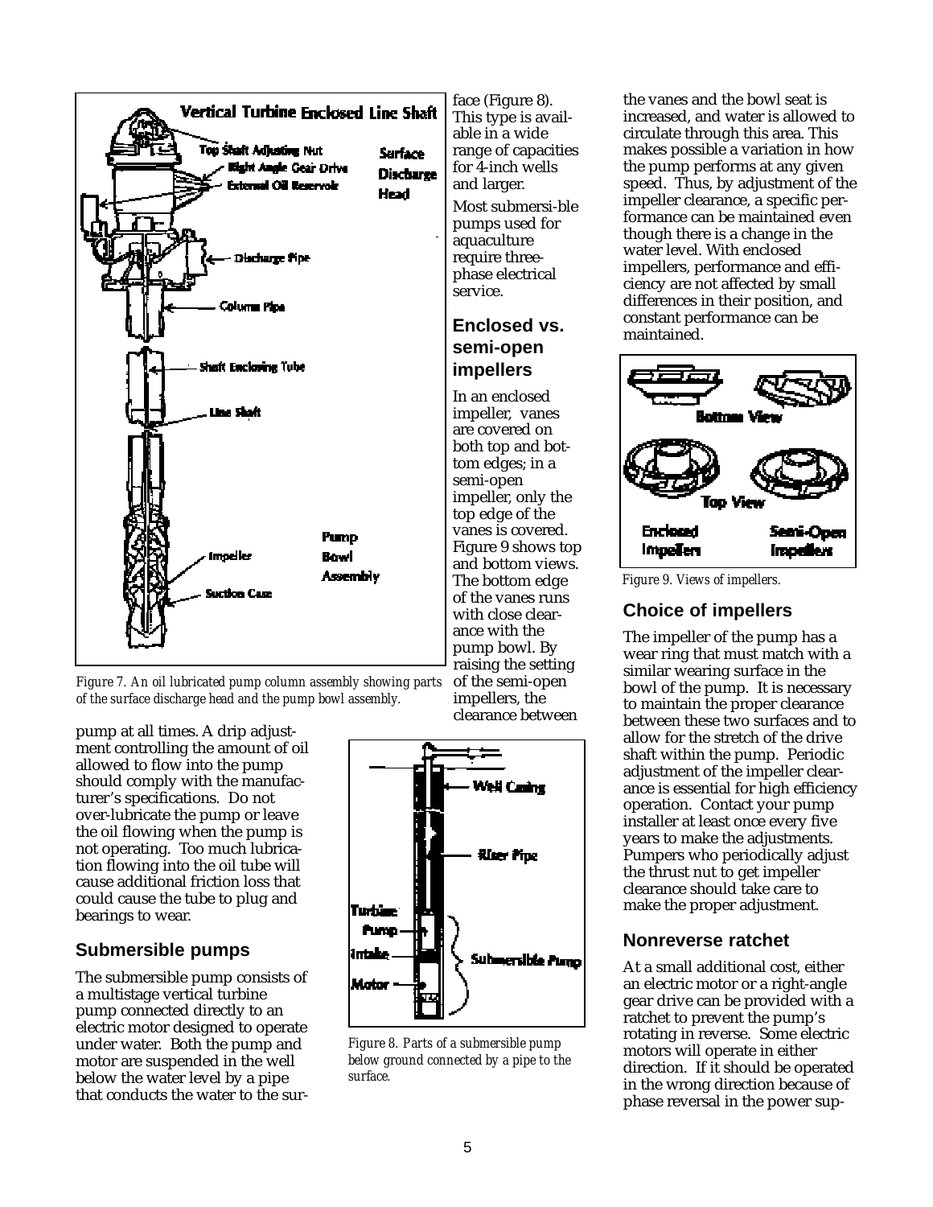Figure 7. An oil lubricated pump column assembly showing parts of the surface discharge head and the pump bowl assembly.

pump at all times. A drip adjustment controlling the amount of oil allowed to flow into the pump should comply with the manufacturer's specifications. Do not over-lubricate the pump or leave the oil flowing when the pump is not operating. Too much lubrication flowing into the oil tube will cause additional friction loss that could cause the tube to plug and bearings to wear.

### Submersible pumps

The submersible pump consists of a multistage vertical turbine pump connected directly to an electric motor designed to operate under water. Both the pump and motor are suspended in the well below the water level by a pipe that conducts the water to the surface (Figure 8). This type is available in a wide range of capacities for 4-inch wells and larger.

Most submersi-ble pumps used for aquaculture require three-phase electrical service.

Figure 8. Parts of a submersible pump below ground connected by a pipe to the surface.

### Enclosed vs. semi-open impellers

In an enclosed impeller, vanes are covered on both top and bottom edges; in a semi-open impeller, only the top edge of the vanes is covered. Figure 9 shows top and bottom views. The bottom edge of the vanes runs with close clearance with the pump bowl. By raising the setting of the semi-open impellers, the clearance between the vanes and the bowl seat is increased, and water is allowed to circulate through this area. This makes possible a variation in how the pump performs at any given speed. Thus, by adjustment of the impeller clearance, a specific performance can be maintained even though there is a change in the water level. With enclosed impellers, performance and efficiency are not affected by small differences in their position, and constant performance can be maintained.

Figure 9. Views of impellers.

### Choice of impellers

The impeller of the pump has a wear ring that must match with a similar wearing surface in the bowl of the pump. It is necessary to maintain the proper clearance between these two surfaces and to allow for the stretch of the drive shaft within the pump. Periodic adjustment of the impeller clearance is essential for high efficiency operation. Contact your pump installer at least once every five years to make the adjustments. Pumpers who periodically adjust the thrust nut to get impeller clearance should take care to make the proper adjustment.

### Nonreverse ratchet

At a small additional cost, either an electric motor or a right-angle gear drive can be provided with a ratchet to prevent the pump's rotating in reverse. Some electric motors will operate in either direction. If it should be operated in the wrong direction because of phase reversal in the power sup-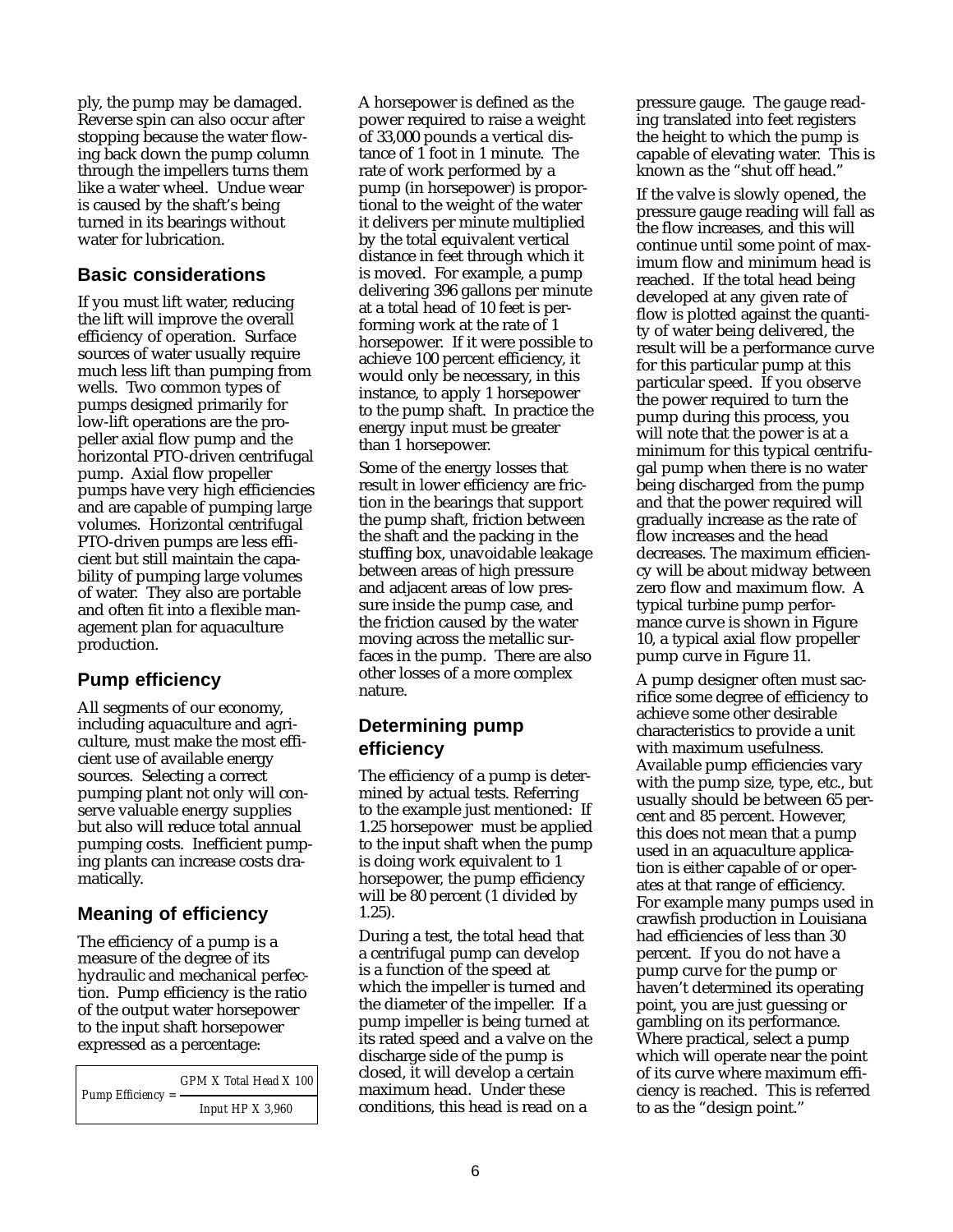ply, the pump may be damaged. Reverse spin can also occur after stopping because the water flowing back down the pump column through the impellers turns them like a water wheel. Undue wear is caused by the shaft's being turned in its bearings without water for lubrication.

## Basic considerations

If you must lift water, reducing the lift will improve the overall efficiency of operation. Surface sources of water usually require much less lift than pumping from wells. Two common types of pumps designed primarily for low-lift operations are the propeller axial flow pump and the horizontal PTO-driven centrifugal pump. Axial flow propeller pumps have very high efficiencies and are capable of pumping large volumes. Horizontal centrifugal PTO-driven pumps are less efficient but still maintain the capability of pumping large volumes of water. They also are portable and often fit into a flexible management plan for aquaculture production.

## Pump efficiency

All segments of our economy, including aquaculture and agriculture, must make the most efficient use of available energy sources. Selecting a correct pumping plant not only will conserve valuable energy supplies but also will reduce total annual pumping costs. Inefficient pumping plants can increase costs dramatically.

## Meaning of efficiency

The efficiency of a pump is a measure of the degree of its hydraulic and mechanical perfection. Pump efficiency is the ratio of the output water horsepower to the input shaft horsepower expressed as a percentage:

$$\text{Pump Efficiency} = \frac{\text{GPM X Total Head X 100}}{\text{Input HP X 3,960}}$$

A horsepower is defined as the power required to raise a weight of 33,000 pounds a vertical distance of 1 foot in 1 minute. The rate of work performed by a pump (in horsepower) is proportional to the weight of the water it delivers per minute multiplied by the total equivalent vertical distance in feet through which it is moved. For example, a pump delivering 396 gallons per minute at a total head of 10 feet is performing work at the rate of 1 horsepower. If it were possible to achieve 100 percent efficiency, it would only be necessary, in this instance, to apply 1 horsepower to the pump shaft. In practice the energy input must be greater than 1 horsepower.

Some of the energy losses that result in lower efficiency are friction in the bearings that support the pump shaft, friction between the shaft and the packing in the stuffing box, unavoidable leakage between areas of high pressure and adjacent areas of low pressure inside the pump case, and the friction caused by the water moving across the metallic surfaces in the pump. There are also other losses of a more complex nature.

## Determining pump efficiency

The efficiency of a pump is determined by actual tests. Referring to the example just mentioned: If 1.25 horsepower must be applied to the input shaft when the pump is doing work equivalent to 1 horsepower, the pump efficiency will be 80 percent (1 divided by 1.25).

During a test, the total head that a centrifugal pump can develop is a function of the speed at which the impeller is turned and the diameter of the impeller. If a pump impeller is being turned at its rated speed and a valve on the discharge side of the pump is closed, it will develop a certain maximum head. Under these conditions, this head is read on a pressure gauge. The gauge reading translated into feet registers the height to which the pump is capable of elevating water. This is known as the "shut off head."

If the valve is slowly opened, the pressure gauge reading will fall as the flow increases, and this will continue until some point of maximum flow and minimum head is reached. If the total head being developed at any given rate of flow is plotted against the quantity of water being delivered, the result will be a performance curve for this particular pump at this particular speed. If you observe the power required to turn the pump during this process, you will note that the power is at a minimum for this typical centrifugal pump when there is no water being discharged from the pump and that the power required will gradually increase as the rate of flow increases and the head decreases. The maximum efficiency will be about midway between zero flow and maximum flow. A typical turbine pump performance curve is shown in Figure 10, a typical axial flow propeller pump curve in Figure 11.

A pump designer often must sacrifice some degree of efficiency to achieve some other desirable characteristics to provide a unit with maximum usefulness. Available pump efficiencies vary with the pump size, type, etc., but usually should be between 65 percent and 85 percent. However, this does not mean that a pump used in an aquaculture application is either capable of or operates at that range of efficiency. For example many pumps used in crawfish production in Louisiana had efficiencies of less than 30 percent. If you do not have a pump curve for the pump or haven't determined its operating point, you are just guessing or gambling on its performance. Where practical, select a pump which will operate near the point of its curve where maximum efficiency is reached. This is referred to as the "design point."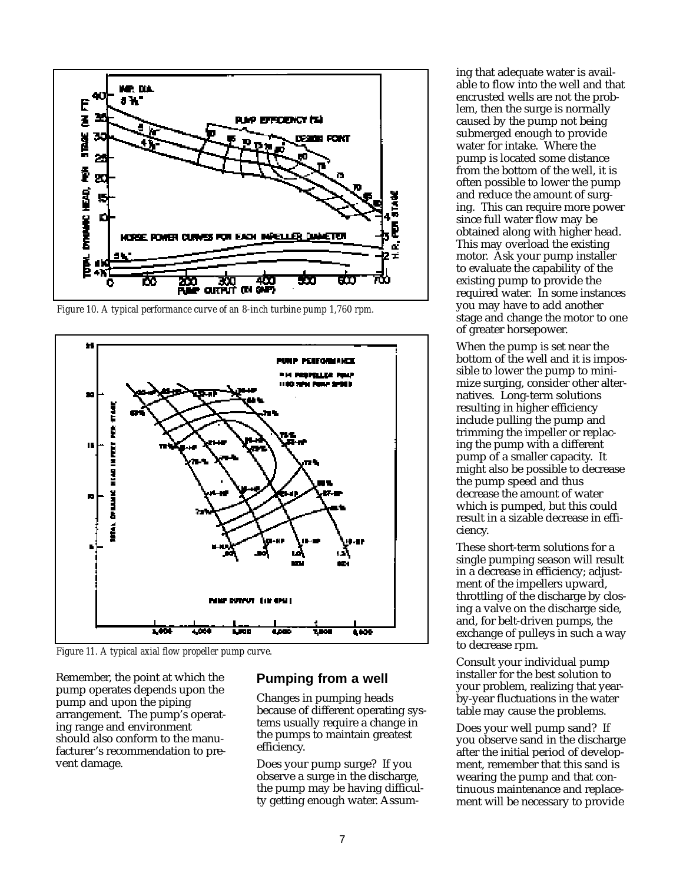Figure 10. A typical performance curve of an 8-inch turbine pump 1,760 rpm.

Figure 11. A typical axial flow propeller pump curve.

Remember, the point at which the pump operates depends upon the pump and upon the piping arrangement. The pump's operating range and environment should also conform to the manufacturer's recommendation to prevent damage.

## Pumping from a well

Changes in pumping heads because of different operating systems usually require a change in the pumps to maintain greatest efficiency.

Does your pump surge? If you observe a surge in the discharge, the pump may be having difficulty getting enough water. Assuming that adequate water is available to flow into the well and that encrusted wells are not the problem, then the surge is normally caused by the pump not being submerged enough to provide water for intake. Where the pump is located some distance from the bottom of the well, it is often possible to lower the pump and reduce the amount of surging. This can require more power since full water flow may be obtained along with higher head. This may overload the existing motor. Ask your pump installer to evaluate the capability of the existing pump to provide the required water. In some instances you may have to add another stage and change the motor to one of greater horsepower.

When the pump is set near the bottom of the well and it is impossible to lower the pump to minimize surging, consider other alternatives. Long-term solutions resulting in higher efficiency include pulling the pump and trimming the impeller or replacing the pump with a different pump of a smaller capacity. It might also be possible to decrease the pump speed and thus decrease the amount of water which is pumped, but this could result in a sizable decrease in efficiency.

These short-term solutions for a single pumping season will result in a decrease in efficiency; adjustment of the impellers upward, throttling of the discharge by closing a valve on the discharge side, and, for belt-driven pumps, the exchange of pulleys in such a way to decrease rpm.

Consult your individual pump installer for the best solution to your problem, realizing that year-by-year fluctuations in the water table may cause the problems.

Does your well pump sand? If you observe sand in the discharge after the initial period of development, remember that this sand is wearing the pump and that continuous maintenance and replacement will be necessary to provide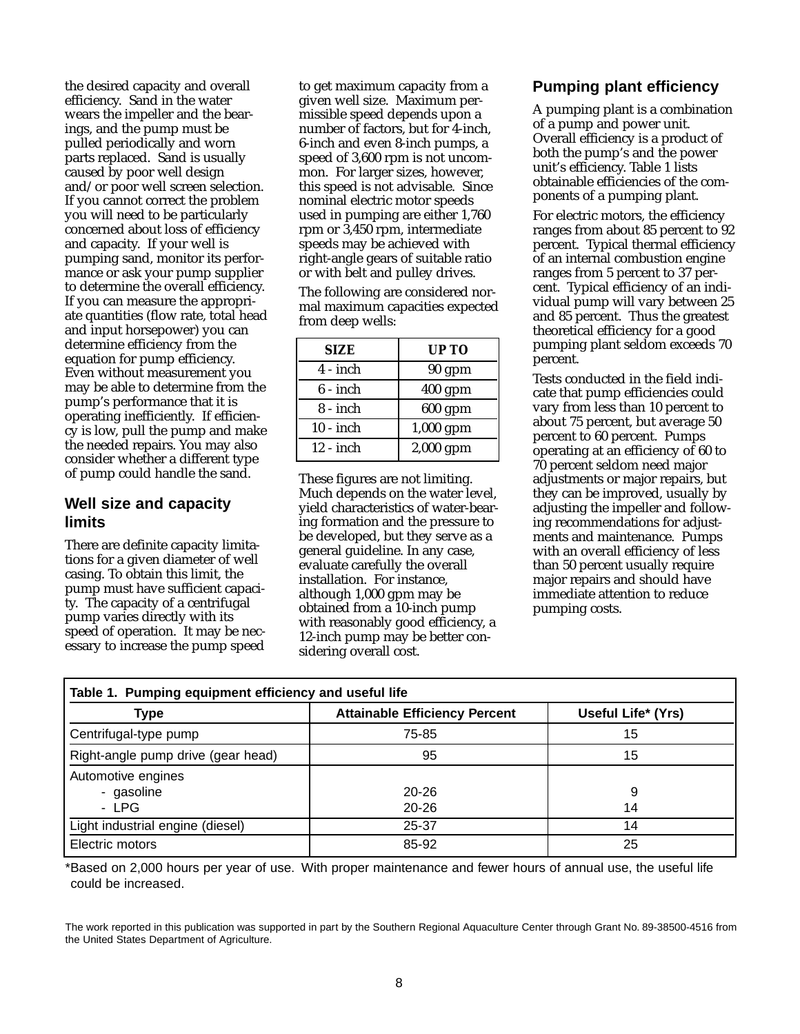the desired capacity and overall efficiency. Sand in the water wears the impeller and the bearings, and the pump must be pulled periodically and worn parts replaced. Sand is usually caused by poor well design and/or poor well screen selection. If you cannot correct the problem you will need to be particularly concerned about loss of efficiency and capacity. If your well is pumping sand, monitor its performance or ask your pump supplier to determine the overall efficiency. If you can measure the appropriate quantities (flow rate, total head and input horsepower) you can determine efficiency from the equation for pump efficiency. Even without measurement you may be able to determine from the pump's performance that it is operating inefficiently. If efficiency is low, pull the pump and make the needed repairs. You may also consider whether a different type of pump could handle the sand.

## Well size and capacity limits

There are definite capacity limitations for a given diameter of well casing. To obtain this limit, the pump must have sufficient capacity. The capacity of a centrifugal pump varies directly with its speed of operation. It may be necessary to increase the pump speed to get maximum capacity from a given well size. Maximum permissible speed depends upon a number of factors, but for 4-inch, 6-inch and even 8-inch pumps, a speed of 3,600 rpm is not uncommon. For larger sizes, however, this speed is not advisable. Since nominal electric motor speeds used in pumping are either 1,760 rpm or 3,450 rpm, intermediate speeds may be achieved with right-angle gears of suitable ratio or with belt and pulley drives.

The following are considered normal maximum capacities expected from deep wells:

| SIZE | UP TO |
|---|---|
| 4 - inch | 90 gpm |
| 6 - inch | 400 gpm |
| 8 - inch | 600 gpm |
| 10 - inch | 1,000 gpm |
| 12 - inch | 2,000 gpm |

These figures are not limiting. Much depends on the water level, yield characteristics of water-bearing formation and the pressure to be developed, but they serve as a general guideline. In any case, evaluate carefully the overall installation. For instance, although 1,000 gpm may be obtained from a 10-inch pump with reasonably good efficiency, a 12-inch pump may be better considering overall cost.

## Pumping plant efficiency

A pumping plant is a combination of a pump and power unit. Overall efficiency is a product of both the pump's and the power unit's efficiency. Table 1 lists obtainable efficiencies of the components of a pumping plant.

For electric motors, the efficiency ranges from about 85 percent to 92 percent. Typical thermal efficiency of an internal combustion engine ranges from 5 percent to 37 percent. Typical efficiency of an individual pump will vary between 25 and 85 percent. Thus the greatest theoretical efficiency for a good pumping plant seldom exceeds 70 percent.

Tests conducted in the field indicate that pump efficiencies could vary from less than 10 percent to about 75 percent, but average 50 percent to 60 percent. Pumps operating at an efficiency of 60 to 70 percent seldom need major adjustments or major repairs, but they can be improved, usually by adjusting the impeller and following recommendations for adjustments and maintenance. Pumps with an overall efficiency of less than 50 percent usually require major repairs and should have immediate attention to reduce pumping costs.

**Table 1. Pumping equipment efficiency and useful life**

| Type | Attainable Efficiency Percent | Useful Life* (Yrs) |
|---|---|---|
| Centrifugal-type pump | 75-85 | 15 |
| Right-angle pump drive (gear head) | 95 | 15 |
| Automotive engines | | |
| - gasoline | 20-26 | 9 |
| - LPG | 20-26 | 14 |
| Light industrial engine (diesel) | 25-37 | 14 |
| Electric motors | 85-92 | 25 |

*Based on 2,000 hours per year of use. With proper maintenance and fewer hours of annual use, the useful life could be increased.

The work reported in this publication was supported in part by the Southern Regional Aquaculture Center through Grant No. 89-38500-4516 from the United States Department of Agriculture.